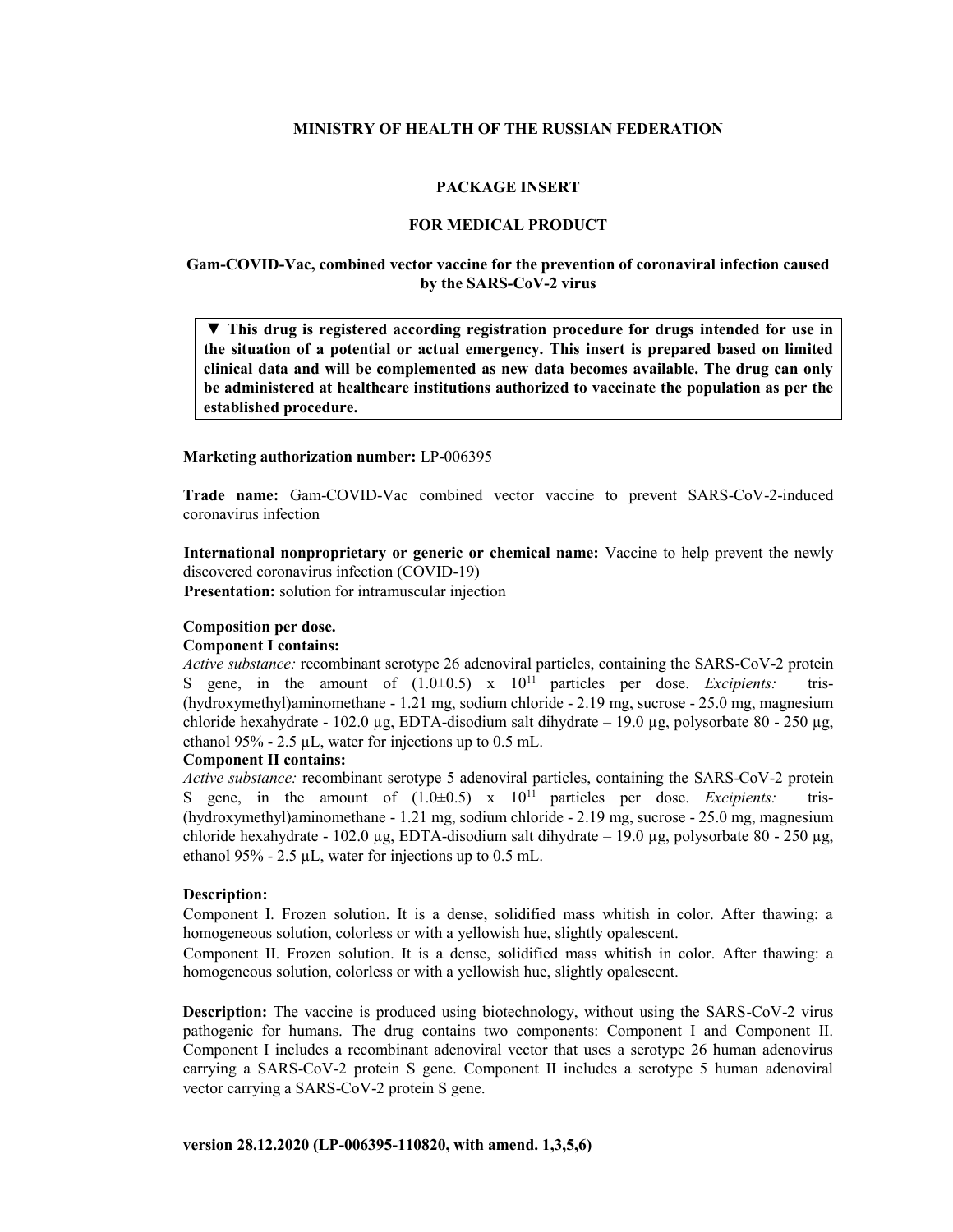**MINISTRY OF HEALTH OF THE RUSSIAN FEDERATION**

# PACKAGE INSERT

# FOR MEDICAL PRODUCT

## Gam-COVID-Vac, combined vector vaccine for the prevention of coronaviral infection caused by the SARS-CoV-2 virus

> **▼ This drug is registered according registration procedure for drugs intended for use in the situation of a potential or actual emergency. This insert is prepared based on limited clinical data and will be complemented as new data becomes available. The drug can only be administered at healthcare institutions authorized to vaccinate the population as per the established procedure.**

**Marketing authorization number:** LP-006395

**Trade name:** Gam-COVID-Vac combined vector vaccine to prevent SARS-CoV-2-induced coronavirus infection

**International nonproprietary or generic or chemical name:** Vaccine to help prevent the newly discovered coronavirus infection (COVID-19)

**Presentation:** solution for intramuscular injection

**Composition per dose.**

**Component I contains:**

*Active substance:* recombinant serotype 26 adenoviral particles, containing the SARS-CoV-2 protein S gene, in the amount of $(1.0 \pm 0.5) \times 10^{11}$ particles per dose. *Excipients:* tris-(hydroxymethyl)aminomethane - 1.21 mg, sodium chloride - 2.19 mg, sucrose - 25.0 mg, magnesium chloride hexahydrate - 102.0 µg, EDTA-disodium salt dihydrate – 19.0 µg, polysorbate 80 - 250 µg, ethanol 95% - 2.5 µL, water for injections up to 0.5 mL.

**Component II contains:**

*Active substance:* recombinant serotype 5 adenoviral particles, containing the SARS-CoV-2 protein S gene, in the amount of $(1.0 \pm 0.5) \times 10^{11}$ particles per dose. *Excipients:* tris-(hydroxymethyl)aminomethane - 1.21 mg, sodium chloride - 2.19 mg, sucrose - 25.0 mg, magnesium chloride hexahydrate - 102.0 µg, EDTA-disodium salt dihydrate – 19.0 µg, polysorbate 80 - 250 µg, ethanol 95% - 2.5 µL, water for injections up to 0.5 mL.

**Description:**

Component I. Frozen solution. It is a dense, solidified mass whitish in color. After thawing: a homogeneous solution, colorless or with a yellowish hue, slightly opalescent.

Component II. Frozen solution. It is a dense, solidified mass whitish in color. After thawing: a homogeneous solution, colorless or with a yellowish hue, slightly opalescent.

**Description:** The vaccine is produced using biotechnology, without using the SARS-CoV-2 virus pathogenic for humans. The drug contains two components: Component I and Component II. Component I includes a recombinant adenoviral vector that uses a serotype 26 human adenovirus carrying a SARS-CoV-2 protein S gene. Component II includes a serotype 5 human adenoviral vector carrying a SARS-CoV-2 protein S gene.

**version 28.12.2020 (LP-006395-110820, with amend. 1,3,5,6)**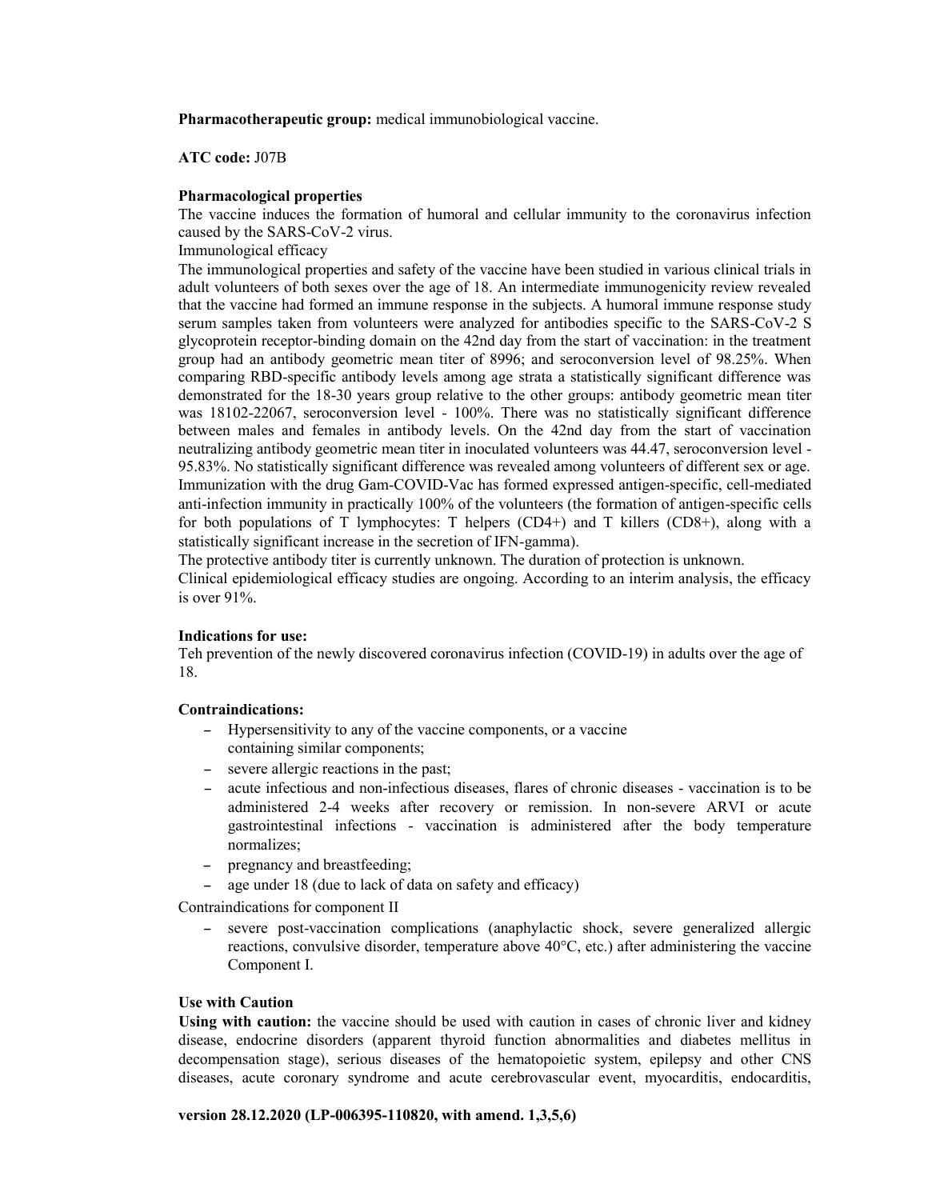**Pharmacotherapeutic group:** medical immunobiological vaccine.

**ATC code:** J07B

**Pharmacological properties**

The vaccine induces the formation of humoral and cellular immunity to the coronavirus infection caused by the SARS-CoV-2 virus.

Immunological efficacy

The immunological properties and safety of the vaccine have been studied in various clinical trials in adult volunteers of both sexes over the age of 18. An intermediate immunogenicity review revealed that the vaccine had formed an immune response in the subjects. A humoral immune response study serum samples taken from volunteers were analyzed for antibodies specific to the SARS-CoV-2 S glycoprotein receptor-binding domain on the 42nd day from the start of vaccination: in the treatment group had an antibody geometric mean titer of 8996; and seroconversion level of 98.25%. When comparing RBD-specific antibody levels among age strata a statistically significant difference was demonstrated for the 18-30 years group relative to the other groups: antibody geometric mean titer was 18102-22067, seroconversion level - 100%. There was no statistically significant difference between males and females in antibody levels. On the 42nd day from the start of vaccination neutralizing antibody geometric mean titer in inoculated volunteers was 44.47, seroconversion level - 95.83%. No statistically significant difference was revealed among volunteers of different sex or age. Immunization with the drug Gam-COVID-Vac has formed expressed antigen-specific, cell-mediated anti-infection immunity in practically 100% of the volunteers (the formation of antigen-specific cells for both populations of T lymphocytes: T helpers (CD4+) and T killers (CD8+), along with a statistically significant increase in the secretion of IFN-gamma).

The protective antibody titer is currently unknown. The duration of protection is unknown.

Clinical epidemiological efficacy studies are ongoing. According to an interim analysis, the efficacy is over 91%.

**Indications for use:**

Teh prevention of the newly discovered coronavirus infection (COVID-19) in adults over the age of 18.

**Contraindications:**

- Hypersensitivity to any of the vaccine components, or a vaccine containing similar components;
- severe allergic reactions in the past;
- acute infectious and non-infectious diseases, flares of chronic diseases - vaccination is to be administered 2-4 weeks after recovery or remission. In non-severe ARVI or acute gastrointestinal infections - vaccination is administered after the body temperature normalizes;
- pregnancy and breastfeeding;
- age under 18 (due to lack of data on safety and efficacy)

Contraindications for component II

- severe post-vaccination complications (anaphylactic shock, severe generalized allergic reactions, convulsive disorder, temperature above 40°C, etc.) after administering the vaccine Component I.

**Use with Caution**

**Using with caution:** the vaccine should be used with caution in cases of chronic liver and kidney disease, endocrine disorders (apparent thyroid function abnormalities and diabetes mellitus in decompensation stage), serious diseases of the hematopoietic system, epilepsy and other CNS diseases, acute coronary syndrome and acute cerebrovascular event, myocarditis, endocarditis,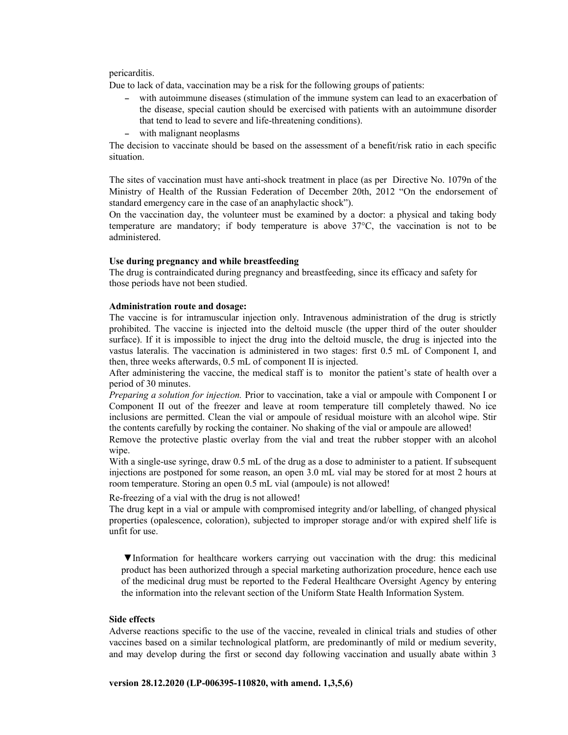pericarditis.

Due to lack of data, vaccination may be a risk for the following groups of patients:

- with autoimmune diseases (stimulation of the immune system can lead to an exacerbation of the disease, special caution should be exercised with patients with an autoimmune disorder that tend to lead to severe and life-threatening conditions).
- with malignant neoplasms

The decision to vaccinate should be based on the assessment of a benefit/risk ratio in each specific situation.

The sites of vaccination must have anti-shock treatment in place (as per Directive No. 1079n of the Ministry of Health of the Russian Federation of December 20th, 2012 "On the endorsement of standard emergency care in the case of an anaphylactic shock").

On the vaccination day, the volunteer must be examined by a doctor: a physical and taking body temperature are mandatory; if body temperature is above 37°C, the vaccination is not to be administered.

**Use during pregnancy and while breastfeeding**

The drug is contraindicated during pregnancy and breastfeeding, since its efficacy and safety for those periods have not been studied.

**Administration route and dosage:**

The vaccine is for intramuscular injection only. Intravenous administration of the drug is strictly prohibited. The vaccine is injected into the deltoid muscle (the upper third of the outer shoulder surface). If it is impossible to inject the drug into the deltoid muscle, the drug is injected into the vastus lateralis. The vaccination is administered in two stages: first 0.5 mL of Component I, and then, three weeks afterwards, 0.5 mL of component II is injected.

After administering the vaccine, the medical staff is to monitor the patient's state of health over a period of 30 minutes.

*Preparing a solution for injection.* Prior to vaccination, take a vial or ampoule with Component I or Component II out of the freezer and leave at room temperature till completely thawed. No ice inclusions are permitted. Clean the vial or ampoule of residual moisture with an alcohol wipe. Stir the contents carefully by rocking the container. No shaking of the vial or ampoule are allowed!

Remove the protective plastic overlay from the vial and treat the rubber stopper with an alcohol wipe.

With a single-use syringe, draw 0.5 mL of the drug as a dose to administer to a patient. If subsequent injections are postponed for some reason, an open 3.0 mL vial may be stored for at most 2 hours at room temperature. Storing an open 0.5 mL vial (ampoule) is not allowed!

Re-freezing of a vial with the drug is not allowed!

The drug kept in a vial or ampule with compromised integrity and/or labelling, of changed physical properties (opalescence, coloration), subjected to improper storage and/or with expired shelf life is unfit for use.

> ▼Information for healthcare workers carrying out vaccination with the drug: this medicinal product has been authorized through a special marketing authorization procedure, hence each use of the medicinal drug must be reported to the Federal Healthcare Oversight Agency by entering the information into the relevant section of the Uniform State Health Information System.

**Side effects**

Adverse reactions specific to the use of the vaccine, revealed in clinical trials and studies of other vaccines based on a similar technological platform, are predominantly of mild or medium severity, and may develop during the first or second day following vaccination and usually abate within 3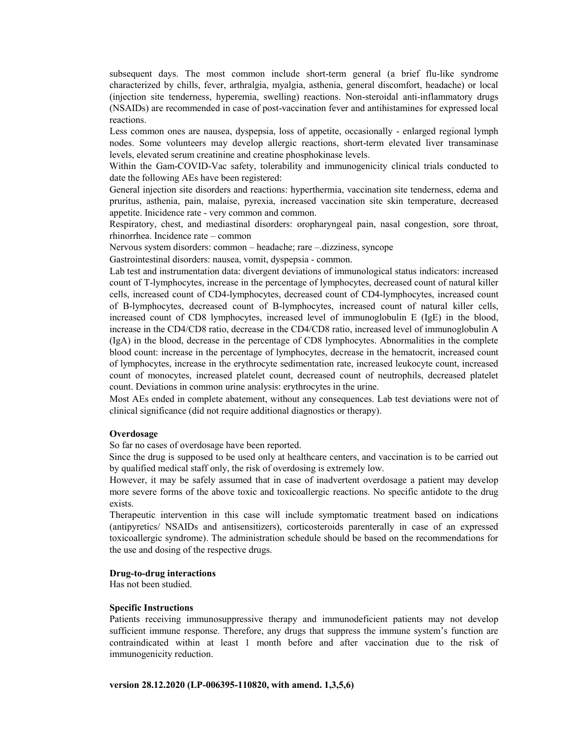subsequent days. The most common include short-term general (a brief flu-like syndrome characterized by chills, fever, arthralgia, myalgia, asthenia, general discomfort, headache) or local (injection site tenderness, hyperemia, swelling) reactions. Non-steroidal anti-inflammatory drugs (NSAIDs) are recommended in case of post-vaccination fever and antihistamines for expressed local reactions.

Less common ones are nausea, dyspepsia, loss of appetite, occasionally - enlarged regional lymph nodes. Some volunteers may develop allergic reactions, short-term elevated liver transaminase levels, elevated serum creatinine and creatine phosphokinase levels.

Within the Gam-COVID-Vac safety, tolerability and immunogenicity clinical trials conducted to date the following AEs have been registered:

General injection site disorders and reactions: hyperthermia, vaccination site tenderness, edema and pruritus, asthenia, pain, malaise, pyrexia, increased vaccination site skin temperature, decreased appetite. Inicidence rate - very common and common.

Respiratory, chest, and mediastinal disorders: oropharyngeal pain, nasal congestion, sore throat, rhinorrhea. Incidence rate – common

Nervous system disorders: common – headache; rare –.dizziness, syncope

Gastrointestinal disorders: nausea, vomit, dyspepsia - common.

Lab test and instrumentation data: divergent deviations of immunological status indicators: increased count of T-lymphocytes, increase in the percentage of lymphocytes, decreased count of natural killer cells, increased count of CD4-lymphocytes, decreased count of CD4-lymphocytes, increased count of B-lymphocytes, decreased count of B-lymphocytes, increased count of natural killer cells, increased count of CD8 lymphocytes, increased level of immunoglobulin E (IgE) in the blood, increase in the CD4/CD8 ratio, decrease in the CD4/CD8 ratio, increased level of immunoglobulin A (IgA) in the blood, decrease in the percentage of CD8 lymphocytes. Abnormalities in the complete blood count: increase in the percentage of lymphocytes, decrease in the hematocrit, increased count of lymphocytes, increase in the erythrocyte sedimentation rate, increased leukocyte count, increased count of monocytes, increased platelet count, decreased count of neutrophils, decreased platelet count. Deviations in common urine analysis: erythrocytes in the urine.

Most AEs ended in complete abatement, without any consequences. Lab test deviations were not of clinical significance (did not require additional diagnostics or therapy).

**Overdosage**

So far no cases of overdosage have been reported.

Since the drug is supposed to be used only at healthcare centers, and vaccination is to be carried out by qualified medical staff only, the risk of overdosing is extremely low.

However, it may be safely assumed that in case of inadvertent overdosage a patient may develop more severe forms of the above toxic and toxicoallergic reactions. No specific antidote to the drug exists.

Therapeutic intervention in this case will include symptomatic treatment based on indications (antipyretics/ NSAIDs and antisensitizers), corticosteroids parenterally in case of an expressed toxicoallergic syndrome). The administration schedule should be based on the recommendations for the use and dosing of the respective drugs.

**Drug-to-drug interactions**

Has not been studied.

**Specific Instructions**

Patients receiving immunosuppressive therapy and immunodeficient patients may not develop sufficient immune response. Therefore, any drugs that suppress the immune system's function are contraindicated within at least 1 month before and after vaccination due to the risk of immunogenicity reduction.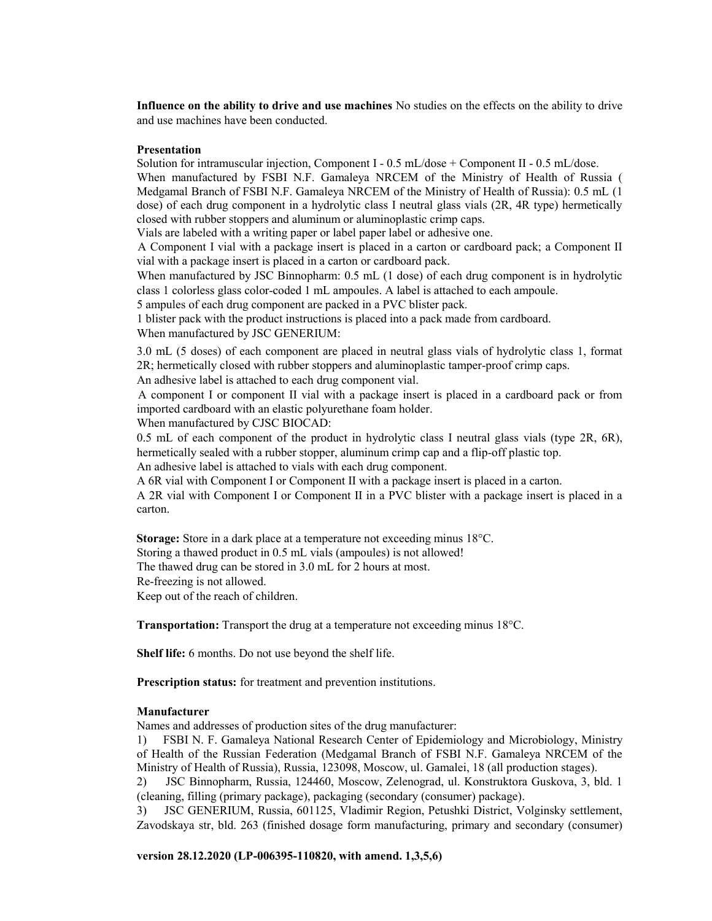**Influence on the ability to drive and use machines** No studies on the effects on the ability to drive and use machines have been conducted.

**Presentation**

Solution for intramuscular injection, Component I - 0.5 mL/dose + Component II - 0.5 mL/dose.

When manufactured by FSBI N.F. Gamaleya NRCEM of the Ministry of Health of Russia ( Medgamal Branch of FSBI N.F. Gamaleya NRCEM of the Ministry of Health of Russia): 0.5 mL (1 dose) of each drug component in a hydrolytic class I neutral glass vials (2R, 4R type) hermetically closed with rubber stoppers and aluminum or aluminoplastic crimp caps.

Vials are labeled with a writing paper or label paper label or adhesive one.

A Component I vial with a package insert is placed in a carton or cardboard pack; a Component II vial with a package insert is placed in a carton or cardboard pack.

When manufactured by JSC Binnopharm: 0.5 mL (1 dose) of each drug component is in hydrolytic class 1 colorless glass color-coded 1 mL ampoules. A label is attached to each ampoule.

5 ampules of each drug component are packed in a PVC blister pack.

1 blister pack with the product instructions is placed into a pack made from cardboard.

When manufactured by JSC GENERIUM:

3.0 mL (5 doses) of each component are placed in neutral glass vials of hydrolytic class 1, format 2R; hermetically closed with rubber stoppers and aluminoplastic tamper-proof crimp caps.

An adhesive label is attached to each drug component vial.

A component I or component II vial with a package insert is placed in a cardboard pack or from imported cardboard with an elastic polyurethane foam holder.

When manufactured by CJSC BIOCAD:

0.5 mL of each component of the product in hydrolytic class I neutral glass vials (type 2R, 6R), hermetically sealed with a rubber stopper, aluminum crimp cap and a flip-off plastic top.

An adhesive label is attached to vials with each drug component.

A 6R vial with Component I or Component II with a package insert is placed in a carton.

A 2R vial with Component I or Component II in a PVC blister with a package insert is placed in a carton.

**Storage:** Store in a dark place at a temperature not exceeding minus 18°C.

Storing a thawed product in 0.5 mL vials (ampoules) is not allowed!

The thawed drug can be stored in 3.0 mL for 2 hours at most.

Re-freezing is not allowed.

Keep out of the reach of children.

**Transportation:** Transport the drug at a temperature not exceeding minus 18°C.

**Shelf life:** 6 months. Do not use beyond the shelf life.

**Prescription status:** for treatment and prevention institutions.

**Manufacturer**

Names and addresses of production sites of the drug manufacturer:

1) FSBI N. F. Gamaleya National Research Center of Epidemiology and Microbiology, Ministry of Health of the Russian Federation (Medgamal Branch of FSBI N.F. Gamaleya NRCEM of the Ministry of Health of Russia), Russia, 123098, Moscow, ul. Gamalei, 18 (all production stages).

2) JSC Binnopharm, Russia, 124460, Moscow, Zelenograd, ul. Konstruktora Guskova, 3, bld. 1 (cleaning, filling (primary package), packaging (secondary (consumer) package).

3) JSC GENERIUM, Russia, 601125, Vladimir Region, Petushki District, Volginsky settlement, Zavodskaya str, bld. 263 (finished dosage form manufacturing, primary and secondary (consumer)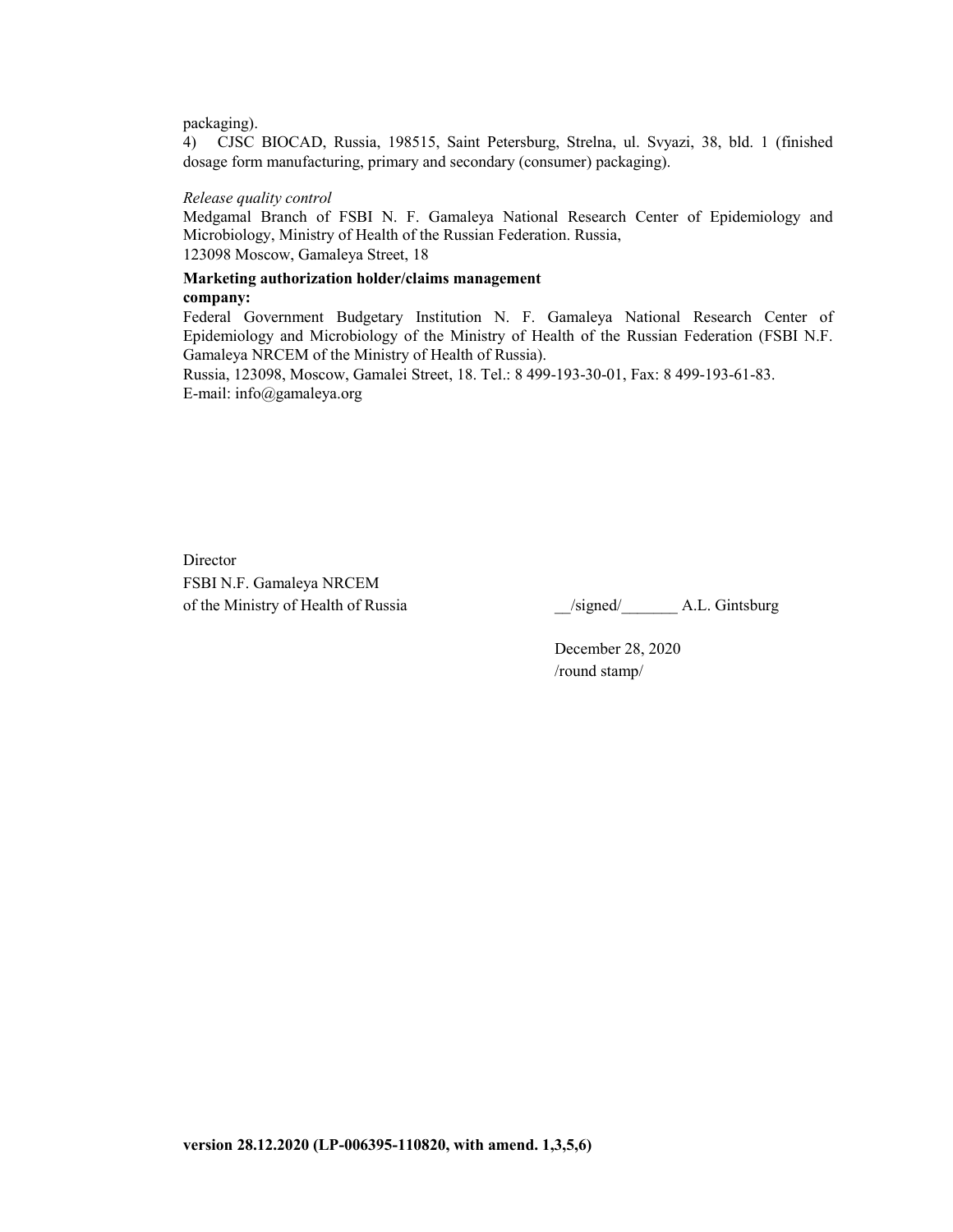packaging).

4) CJSC BIOCAD, Russia, 198515, Saint Petersburg, Strelna, ul. Svyazi, 38, bld. 1 (finished dosage form manufacturing, primary and secondary (consumer) packaging).

*Release quality control*

Medgamal Branch of FSBI N. F. Gamaleya National Research Center of Epidemiology and Microbiology, Ministry of Health of the Russian Federation. Russia,
123098 Moscow, Gamaleya Street, 18

**Marketing authorization holder/claims management company:**

Federal Government Budgetary Institution N. F. Gamaleya National Research Center of Epidemiology and Microbiology of the Ministry of Health of the Russian Federation (FSBI N.F. Gamaleya NRCEM of the Ministry of Health of Russia).
Russia, 123098, Moscow, Gamalei Street, 18. Tel.: 8 499-193-30-01, Fax: 8 499-193-61-83.
E-mail: info@gamaleya.org

Director
FSBI N.F. Gamaleya NRCEM
of the Ministry of Health of Russia __/signed/_______ A.L. Gintsburg

December 28, 2020
/round stamp/

**version 28.12.2020 (LP-006395-110820, with amend. 1,3,5,6)**